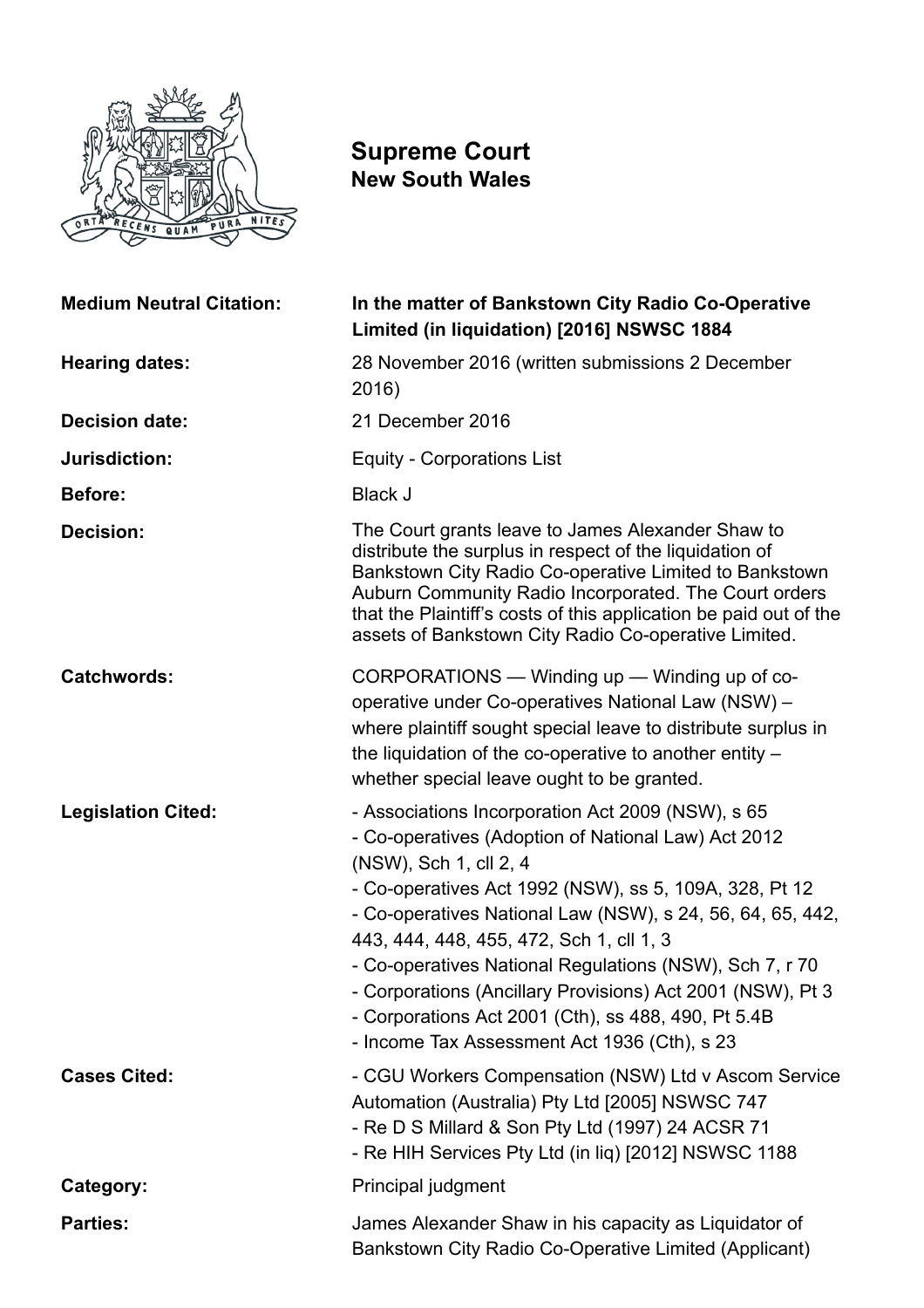# Supreme Court
## New South Wales

| | |
|---|---|
| **Medium Neutral Citation:** | **In the matter of Bankstown City Radio Co-Operative Limited (in liquidation) [2016] NSWSC 1884** |
| **Hearing dates:** | 28 November 2016 (written submissions 2 December 2016) |
| **Decision date:** | 21 December 2016 |
| **Jurisdiction:** | Equity - Corporations List |
| **Before:** | Black J |
| **Decision:** | The Court grants leave to James Alexander Shaw to distribute the surplus in respect of the liquidation of Bankstown City Radio Co-operative Limited to Bankstown Auburn Community Radio Incorporated. The Court orders that the Plaintiff's costs of this application be paid out of the assets of Bankstown City Radio Co-operative Limited. |
| **Catchwords:** | CORPORATIONS — Winding up — Winding up of co-operative under Co-operatives National Law (NSW) – where plaintiff sought special leave to distribute surplus in the liquidation of the co-operative to another entity – whether special leave ought to be granted. |
| **Legislation Cited:** | - Associations Incorporation Act 2009 (NSW), s 65<br>- Co-operatives (Adoption of National Law) Act 2012 (NSW), Sch 1, cll 2, 4<br>- Co-operatives Act 1992 (NSW), ss 5, 109A, 328, Pt 12<br>- Co-operatives National Law (NSW), s 24, 56, 64, 65, 442, 443, 444, 448, 455, 472, Sch 1, cll 1, 3<br>- Co-operatives National Regulations (NSW), Sch 7, r 70<br>- Corporations (Ancillary Provisions) Act 2001 (NSW), Pt 3<br>- Corporations Act 2001 (Cth), ss 488, 490, Pt 5.4B<br>- Income Tax Assessment Act 1936 (Cth), s 23 |
| **Cases Cited:** | - CGU Workers Compensation (NSW) Ltd v Ascom Service Automation (Australia) Pty Ltd [2005] NSWSC 747<br>- Re D S Millard & Son Pty Ltd (1997) 24 ACSR 71<br>- Re HIH Services Pty Ltd (in liq) [2012] NSWSC 1188 |
| **Category:** | Principal judgment |
| **Parties:** | James Alexander Shaw in his capacity as Liquidator of Bankstown City Radio Co-Operative Limited (Applicant) |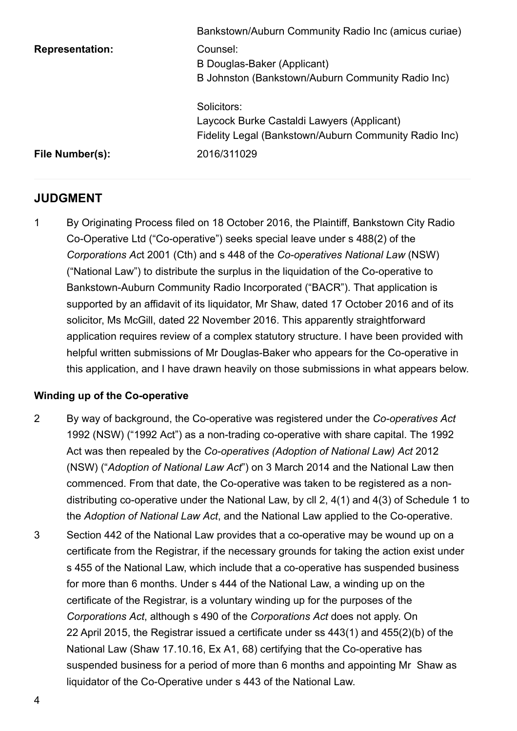| | |
|---|---|
| | Bankstown/Auburn Community Radio Inc (amicus curiae) |
| **Representation:** | Counsel:<br>B Douglas-Baker (Applicant)<br>B Johnston (Bankstown/Auburn Community Radio Inc)<br><br>Solicitors:<br>Laycock Burke Castaldi Lawyers (Applicant)<br>Fidelity Legal (Bankstown/Auburn Community Radio Inc) |
| **File Number(s):** | 2016/311029 |

## JUDGMENT

1 By Originating Process filed on 18 October 2016, the Plaintiff, Bankstown City Radio Co-Operative Ltd ("Co-operative") seeks special leave under s 488(2) of the *Corporations Act* 2001 (Cth) and s 448 of the *Co-operatives National Law* (NSW) ("National Law") to distribute the surplus in the liquidation of the Co-operative to Bankstown-Auburn Community Radio Incorporated ("BACR"). That application is supported by an affidavit of its liquidator, Mr Shaw, dated 17 October 2016 and of its solicitor, Ms McGill, dated 22 November 2016. This apparently straightforward application requires review of a complex statutory structure. I have been provided with helpful written submissions of Mr Douglas-Baker who appears for the Co-operative in this application, and I have drawn heavily on those submissions in what appears below.

### Winding up of the Co-operative

2 By way of background, the Co-operative was registered under the *Co-operatives Act* 1992 (NSW) ("1992 Act") as a non-trading co-operative with share capital. The 1992 Act was then repealed by the *Co-operatives (Adoption of National Law) Act* 2012 (NSW) ("*Adoption of National Law Act*") on 3 March 2014 and the National Law then commenced. From that date, the Co-operative was taken to be registered as a non-distributing co-operative under the National Law, by cll 2, 4(1) and 4(3) of Schedule 1 to the *Adoption of National Law Act*, and the National Law applied to the Co-operative.

3 Section 442 of the National Law provides that a co-operative may be wound up on a certificate from the Registrar, if the necessary grounds for taking the action exist under s 455 of the National Law, which include that a co-operative has suspended business for more than 6 months. Under s 444 of the National Law, a winding up on the certificate of the Registrar, is a voluntary winding up for the purposes of the *Corporations Act*, although s 490 of the *Corporations Act* does not apply. On 22 April 2015, the Registrar issued a certificate under ss 443(1) and 455(2)(b) of the National Law (Shaw 17.10.16, Ex A1, 68) certifying that the Co-operative has suspended business for a period of more than 6 months and appointing Mr Shaw as liquidator of the Co-Operative under s 443 of the National Law.

4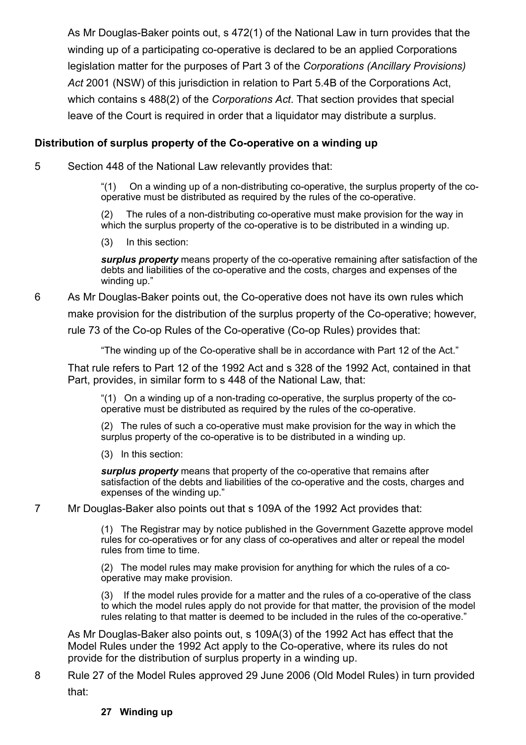As Mr Douglas-Baker points out, s 472(1) of the National Law in turn provides that the winding up of a participating co-operative is declared to be an applied Corporations legislation matter for the purposes of Part 3 of the *Corporations (Ancillary Provisions) Act* 2001 (NSW) of this jurisdiction in relation to Part 5.4B of the Corporations Act, which contains s 488(2) of the *Corporations Act*. That section provides that special leave of the Court is required in order that a liquidator may distribute a surplus.

**Distribution of surplus property of the Co-operative on a winding up**

5 Section 448 of the National Law relevantly provides that:

> "(1) On a winding up of a non-distributing co-operative, the surplus property of the co-operative must be distributed as required by the rules of the co-operative.
>
> (2) The rules of a non-distributing co-operative must make provision for the way in which the surplus property of the co-operative is to be distributed in a winding up.
>
> (3) In this section:
>
> ***surplus property*** means property of the co-operative remaining after satisfaction of the debts and liabilities of the co-operative and the costs, charges and expenses of the winding up."

6 As Mr Douglas-Baker points out, the Co-operative does not have its own rules which make provision for the distribution of the surplus property of the Co-operative; however, rule 73 of the Co-op Rules of the Co-operative (Co-op Rules) provides that:

> "The winding up of the Co-operative shall be in accordance with Part 12 of the Act."

That rule refers to Part 12 of the 1992 Act and s 328 of the 1992 Act, contained in that Part, provides, in similar form to s 448 of the National Law, that:

> "(1) On a winding up of a non-trading co-operative, the surplus property of the co-operative must be distributed as required by the rules of the co-operative.
>
> (2) The rules of such a co-operative must make provision for the way in which the surplus property of the co-operative is to be distributed in a winding up.
>
> (3) In this section:
>
> ***surplus property*** means that property of the co-operative that remains after satisfaction of the debts and liabilities of the co-operative and the costs, charges and expenses of the winding up."

7 Mr Douglas-Baker also points out that s 109A of the 1992 Act provides that:

> (1) The Registrar may by notice published in the Government Gazette approve model rules for co-operatives or for any class of co-operatives and alter or repeal the model rules from time to time.
>
> (2) The model rules may make provision for anything for which the rules of a co-operative may make provision.
>
> (3) If the model rules provide for a matter and the rules of a co-operative of the class to which the model rules apply do not provide for that matter, the provision of the model rules relating to that matter is deemed to be included in the rules of the co-operative."

As Mr Douglas-Baker also points out, s 109A(3) of the 1992 Act has effect that the Model Rules under the 1992 Act apply to the Co-operative, where its rules do not provide for the distribution of surplus property in a winding up.

8 Rule 27 of the Model Rules approved 29 June 2006 (Old Model Rules) in turn provided that:

> **27 Winding up**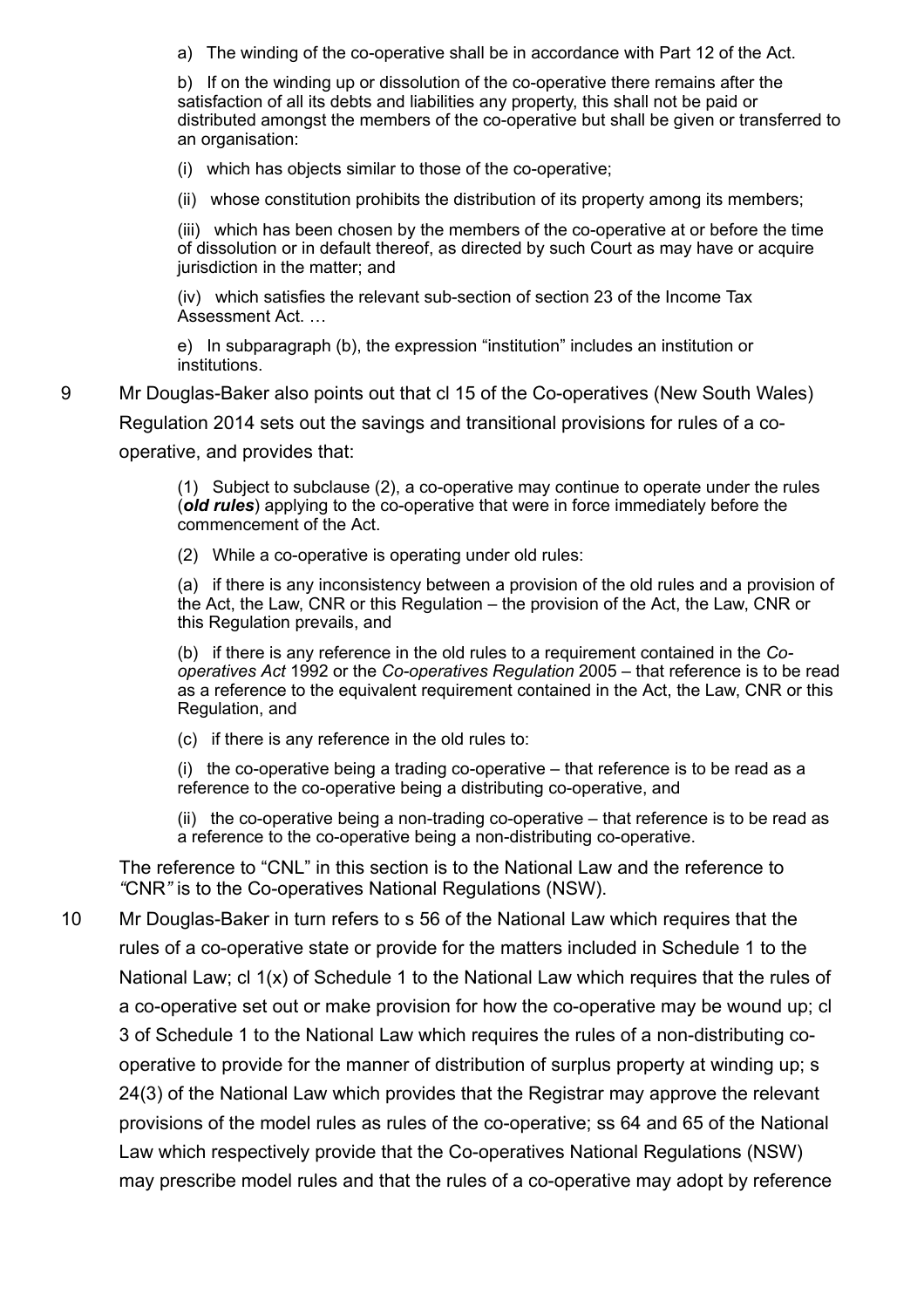> a) The winding of the co-operative shall be in accordance with Part 12 of the Act.
>
> b) If on the winding up or dissolution of the co-operative there remains after the satisfaction of all its debts and liabilities any property, this shall not be paid or distributed amongst the members of the co-operative but shall be given or transferred to an organisation:
>
> (i) which has objects similar to those of the co-operative;
>
> (ii) whose constitution prohibits the distribution of its property among its members;
>
> (iii) which has been chosen by the members of the co-operative at or before the time of dissolution or in default thereof, as directed by such Court as may have or acquire jurisdiction in the matter; and
>
> (iv) which satisfies the relevant sub-section of section 23 of the Income Tax Assessment Act. …
>
> e) In subparagraph (b), the expression "institution" includes an institution or institutions.

9 Mr Douglas-Baker also points out that cl 15 of the Co-operatives (New South Wales) Regulation 2014 sets out the savings and transitional provisions for rules of a co-operative, and provides that:

> (1) Subject to subclause (2), a co-operative may continue to operate under the rules (***old rules***) applying to the co-operative that were in force immediately before the commencement of the Act.
>
> (2) While a co-operative is operating under old rules:
>
> (a) if there is any inconsistency between a provision of the old rules and a provision of the Act, the Law, CNR or this Regulation – the provision of the Act, the Law, CNR or this Regulation prevails, and
>
> (b) if there is any reference in the old rules to a requirement contained in the *Co-operatives Act* 1992 or the *Co-operatives Regulation* 2005 – that reference is to be read as a reference to the equivalent requirement contained in the Act, the Law, CNR or this Regulation, and
>
> (c) if there is any reference in the old rules to:
>
> (i) the co-operative being a trading co-operative – that reference is to be read as a reference to the co-operative being a distributing co-operative, and
>
> (ii) the co-operative being a non-trading co-operative – that reference is to be read as a reference to the co-operative being a non-distributing co-operative.

The reference to "CNL" in this section is to the National Law and the reference to *"*CNR*"* is to the Co-operatives National Regulations (NSW).

10 Mr Douglas-Baker in turn refers to s 56 of the National Law which requires that the rules of a co-operative state or provide for the matters included in Schedule 1 to the National Law; cl 1(x) of Schedule 1 to the National Law which requires that the rules of a co-operative set out or make provision for how the co-operative may be wound up; cl 3 of Schedule 1 to the National Law which requires the rules of a non-distributing co-operative to provide for the manner of distribution of surplus property at winding up; s 24(3) of the National Law which provides that the Registrar may approve the relevant provisions of the model rules as rules of the co-operative; ss 64 and 65 of the National Law which respectively provide that the Co-operatives National Regulations (NSW) may prescribe model rules and that the rules of a co-operative may adopt by reference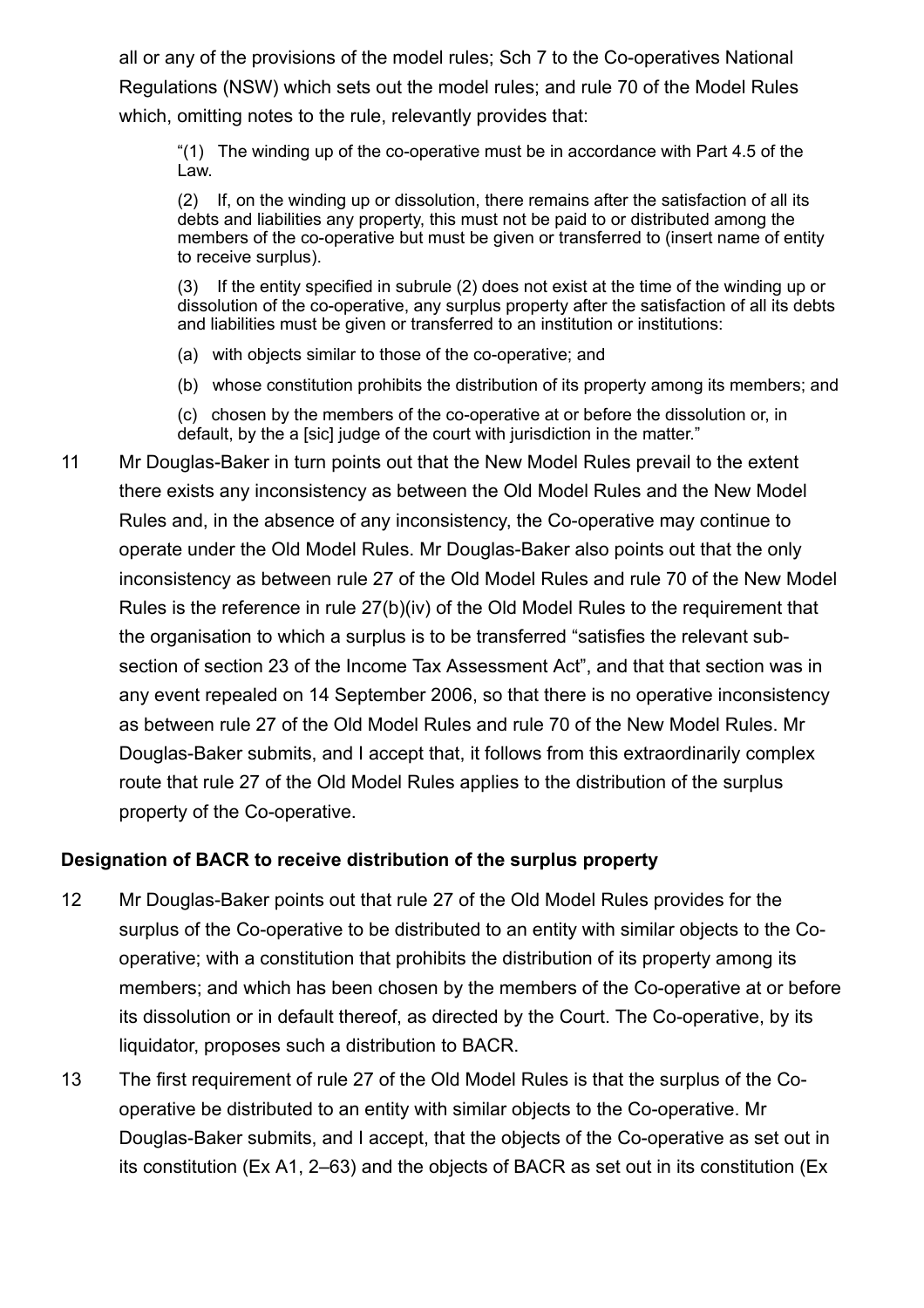all or any of the provisions of the model rules; Sch 7 to the Co-operatives National Regulations (NSW) which sets out the model rules; and rule 70 of the Model Rules which, omitting notes to the rule, relevantly provides that:

> "(1) The winding up of the co-operative must be in accordance with Part 4.5 of the Law.
>
> (2) If, on the winding up or dissolution, there remains after the satisfaction of all its debts and liabilities any property, this must not be paid to or distributed among the members of the co-operative but must be given or transferred to (insert name of entity to receive surplus).
>
> (3) If the entity specified in subrule (2) does not exist at the time of the winding up or dissolution of the co-operative, any surplus property after the satisfaction of all its debts and liabilities must be given or transferred to an institution or institutions:
>
> (a) with objects similar to those of the co-operative; and
>
> (b) whose constitution prohibits the distribution of its property among its members; and
>
> (c) chosen by the members of the co-operative at or before the dissolution or, in default, by the a [sic] judge of the court with jurisdiction in the matter."

11 Mr Douglas-Baker in turn points out that the New Model Rules prevail to the extent there exists any inconsistency as between the Old Model Rules and the New Model Rules and, in the absence of any inconsistency, the Co-operative may continue to operate under the Old Model Rules. Mr Douglas-Baker also points out that the only inconsistency as between rule 27 of the Old Model Rules and rule 70 of the New Model Rules is the reference in rule 27(b)(iv) of the Old Model Rules to the requirement that the organisation to which a surplus is to be transferred "satisfies the relevant sub-section of section 23 of the Income Tax Assessment Act", and that that section was in any event repealed on 14 September 2006, so that there is no operative inconsistency as between rule 27 of the Old Model Rules and rule 70 of the New Model Rules. Mr Douglas-Baker submits, and I accept that, it follows from this extraordinarily complex route that rule 27 of the Old Model Rules applies to the distribution of the surplus property of the Co-operative.

**Designation of BACR to receive distribution of the surplus property**

12 Mr Douglas-Baker points out that rule 27 of the Old Model Rules provides for the surplus of the Co-operative to be distributed to an entity with similar objects to the Co-operative; with a constitution that prohibits the distribution of its property among its members; and which has been chosen by the members of the Co-operative at or before its dissolution or in default thereof, as directed by the Court. The Co-operative, by its liquidator, proposes such a distribution to BACR.

13 The first requirement of rule 27 of the Old Model Rules is that the surplus of the Co-operative be distributed to an entity with similar objects to the Co-operative. Mr Douglas-Baker submits, and I accept, that the objects of the Co-operative as set out in its constitution (Ex A1, 2–63) and the objects of BACR as set out in its constitution (Ex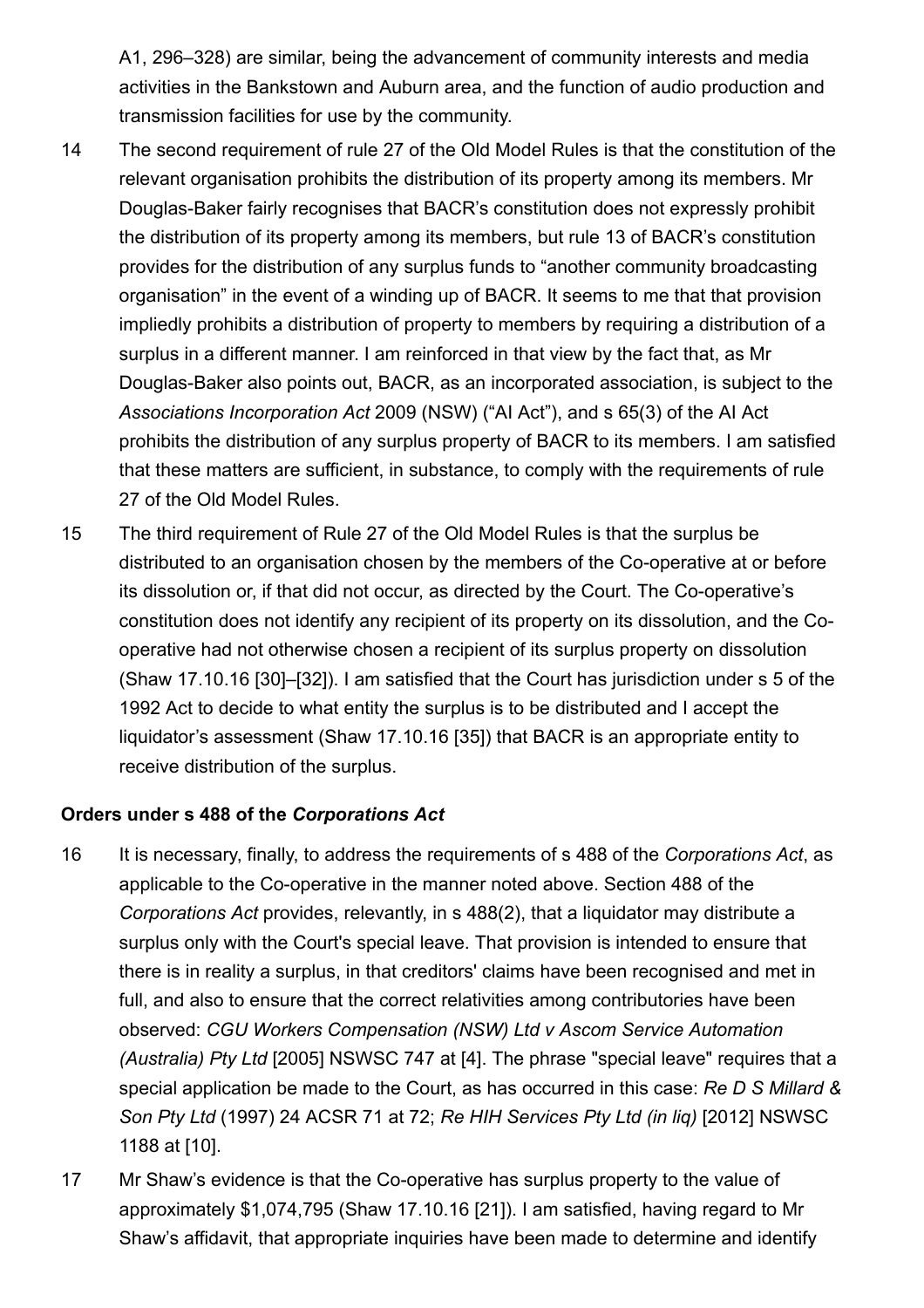A1, 296–328) are similar, being the advancement of community interests and media activities in the Bankstown and Auburn area, and the function of audio production and transmission facilities for use by the community.

14 The second requirement of rule 27 of the Old Model Rules is that the constitution of the relevant organisation prohibits the distribution of its property among its members. Mr Douglas-Baker fairly recognises that BACR's constitution does not expressly prohibit the distribution of its property among its members, but rule 13 of BACR's constitution provides for the distribution of any surplus funds to "another community broadcasting organisation" in the event of a winding up of BACR. It seems to me that that provision impliedly prohibits a distribution of property to members by requiring a distribution of a surplus in a different manner. I am reinforced in that view by the fact that, as Mr Douglas-Baker also points out, BACR, as an incorporated association, is subject to the *Associations Incorporation Act* 2009 (NSW) ("AI Act"), and s 65(3) of the AI Act prohibits the distribution of any surplus property of BACR to its members. I am satisfied that these matters are sufficient, in substance, to comply with the requirements of rule 27 of the Old Model Rules.

15 The third requirement of Rule 27 of the Old Model Rules is that the surplus be distributed to an organisation chosen by the members of the Co-operative at or before its dissolution or, if that did not occur, as directed by the Court. The Co-operative's constitution does not identify any recipient of its property on its dissolution, and the Co-operative had not otherwise chosen a recipient of its surplus property on dissolution (Shaw 17.10.16 [30]–[32]). I am satisfied that the Court has jurisdiction under s 5 of the 1992 Act to decide to what entity the surplus is to be distributed and I accept the liquidator's assessment (Shaw 17.10.16 [35]) that BACR is an appropriate entity to receive distribution of the surplus.

### Orders under s 488 of the *Corporations Act*

16 It is necessary, finally, to address the requirements of s 488 of the *Corporations Act*, as applicable to the Co-operative in the manner noted above. Section 488 of the *Corporations Act* provides, relevantly, in s 488(2), that a liquidator may distribute a surplus only with the Court's special leave. That provision is intended to ensure that there is in reality a surplus, in that creditors' claims have been recognised and met in full, and also to ensure that the correct relativities among contributories have been observed: *CGU Workers Compensation (NSW) Ltd v Ascom Service Automation (Australia) Pty Ltd* [2005] NSWSC 747 at [4]. The phrase "special leave" requires that a special application be made to the Court, as has occurred in this case: *Re D S Millard & Son Pty Ltd* (1997) 24 ACSR 71 at 72; *Re HIH Services Pty Ltd (in liq)* [2012] NSWSC 1188 at [10].

17 Mr Shaw's evidence is that the Co-operative has surplus property to the value of approximately $1,074,795 (Shaw 17.10.16 [21]). I am satisfied, having regard to Mr Shaw's affidavit, that appropriate inquiries have been made to determine and identify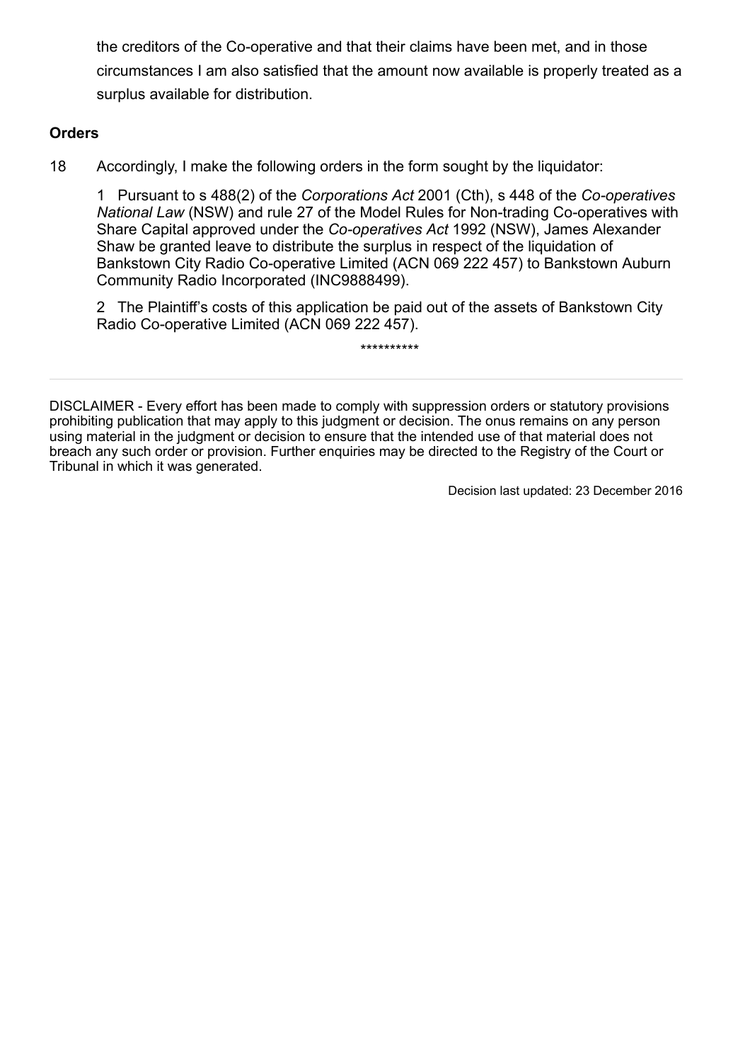the creditors of the Co-operative and that their claims have been met, and in those circumstances I am also satisfied that the amount now available is properly treated as a surplus available for distribution.

## Orders

18 Accordingly, I make the following orders in the form sought by the liquidator:

1 Pursuant to s 488(2) of the *Corporations Act* 2001 (Cth), s 448 of the *Co-operatives National Law* (NSW) and rule 27 of the Model Rules for Non-trading Co-operatives with Share Capital approved under the *Co-operatives Act* 1992 (NSW), James Alexander Shaw be granted leave to distribute the surplus in respect of the liquidation of Bankstown City Radio Co-operative Limited (ACN 069 222 457) to Bankstown Auburn Community Radio Incorporated (INC9888499).

2 The Plaintiff's costs of this application be paid out of the assets of Bankstown City Radio Co-operative Limited (ACN 069 222 457).

**********

---

DISCLAIMER - Every effort has been made to comply with suppression orders or statutory provisions prohibiting publication that may apply to this judgment or decision. The onus remains on any person using material in the judgment or decision to ensure that the intended use of that material does not breach any such order or provision. Further enquiries may be directed to the Registry of the Court or Tribunal in which it was generated.

Decision last updated: 23 December 2016